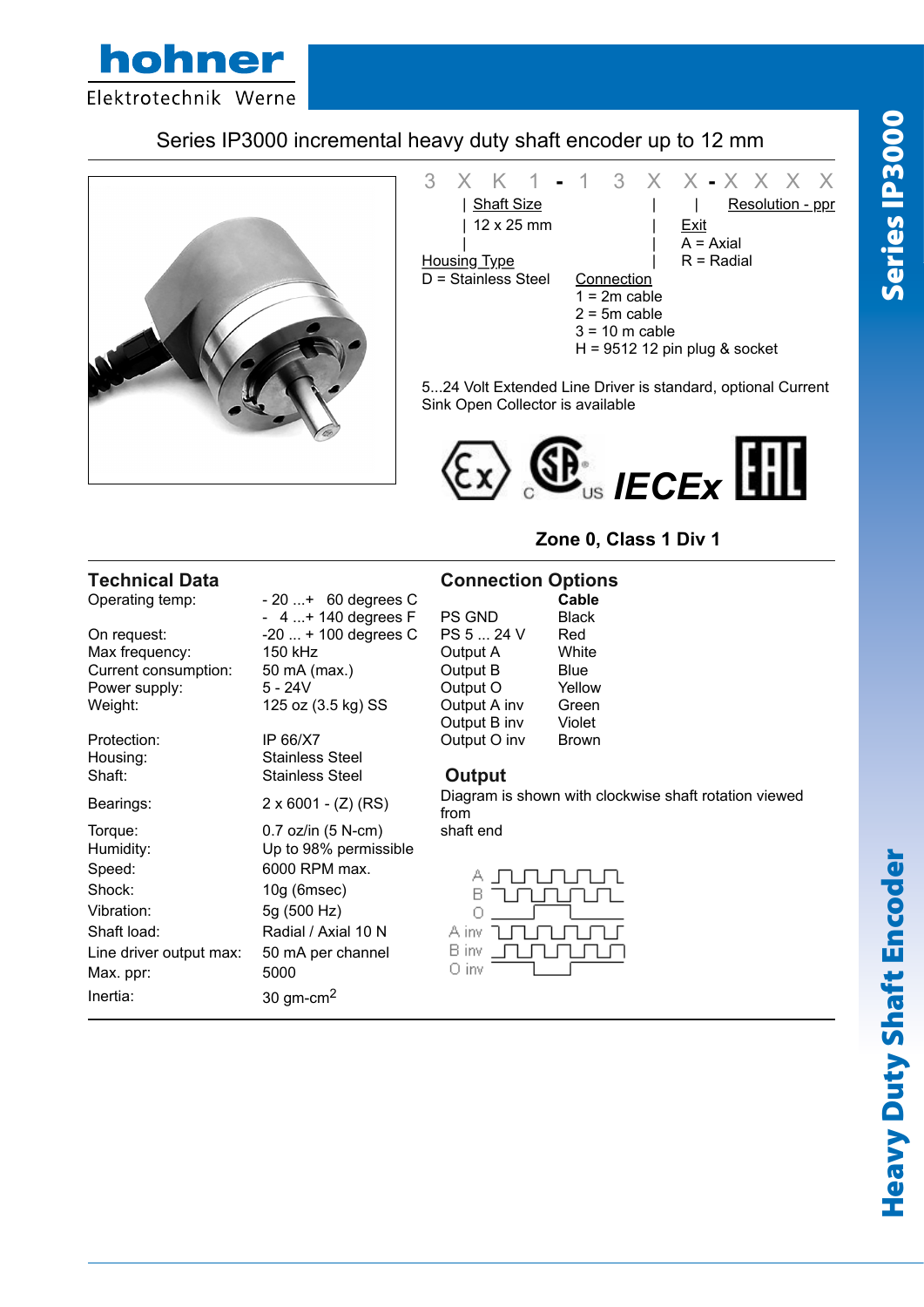hohner

Elektrotechnik Werne

# Series IP3000 incremental heavy duty shaft encoder up to 12 mm

3 X K 1 - 1 3 X X - X X X X

Shaft Size
12 x 25 mm

Housing Type
D = Stainless Steel

Connection
1 = 2m cable
2 = 5m cable
3 = 10 m cable
H = 9512 12 pin plug & socket

Exit
A = Axial
R = Radial

Resolution - ppr

5...24 Volt Extended Line Driver is standard, optional Current Sink Open Collector is available

IECEx

**Zone 0, Class 1 Div 1**

## Technical Data

| | |
|---|---|
| Operating temp: | - 20 ...+ 60 degrees C<br>- 4 ...+ 140 degrees F |
| On request: | -20 ... + 100 degrees C |
| Max frequency: | 150 kHz |
| Current consumption: | 50 mA (max.) |
| Power supply: | 5 - 24V |
| Weight: | 125 oz (3.5 kg) SS |
| Protection: | IP 66/X7 |
| Housing: | Stainless Steel |
| Shaft: | Stainless Steel |
| Bearings: | 2 x 6001 - (Z) (RS) |
| Torque: | 0.7 oz/in (5 N-cm) |
| Humidity: | Up to 98% permissible |
| Speed: | 6000 RPM max. |
| Shock: | 10g (6msec) |
| Vibration: | 5g (500 Hz) |
| Shaft load: | Radial / Axial 10 N |
| Line driver output max: | 50 mA per channel |
| Max. ppr: | 5000 |
| Inertia: | 30 gm-cm$^2$ |

## Connection Options

| | Cable |
|---|---|
| PS GND | Black |
| PS 5 ... 24 V | Red |
| Output A | White |
| Output B | Blue |
| Output O | Yellow |
| Output A inv | Green |
| Output B inv | Violet |
| Output O inv | Brown |

## Output

Diagram is shown with clockwise shaft rotation viewed from shaft end

A
B
O
A inv
B inv
O inv

Series IP3000

Heavy Duty Shaft Encoder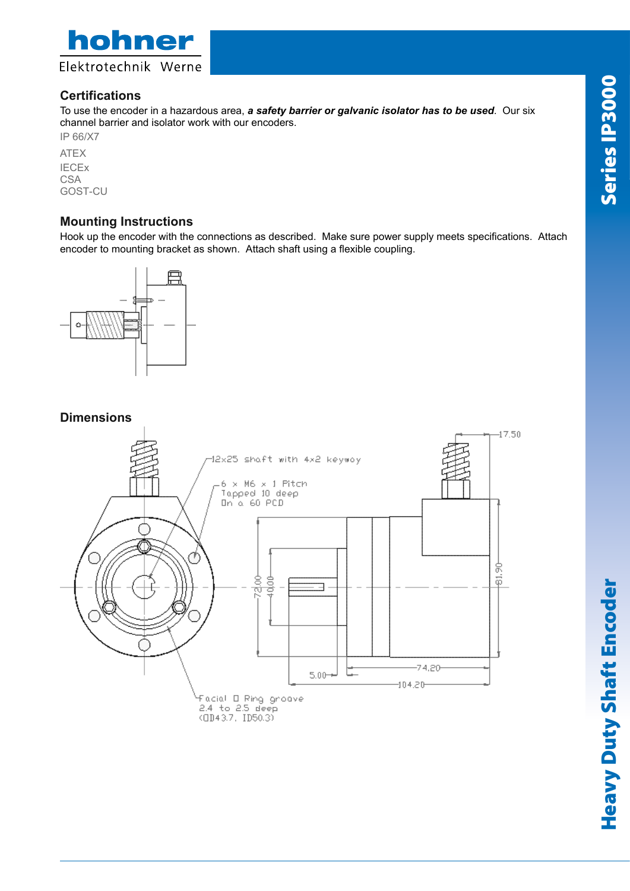## Certifications

To use the encoder in a hazardous area, ***a safety barrier or galvanic isolator has to be used***. Our six channel barrier and isolator work with our encoders.

IP 66/X7

ATEX
IECEx
CSA
GOST-CU

## Mounting Instructions

Hook up the encoder with the connections as described. Make sure power supply meets specifications. Attach encoder to mounting bracket as shown. Attach shaft using a flexible coupling.

## Dimensions

12x25 shaft with 4x2 keyway

6 x M6 x 1 Pitch
Tapped 10 deep
On a 60 PCD

Facial O Ring groove
2.4 to 2.5 deep
(OD43.7, ID50.3)

17.50

72.00

40.00

81.90

5.00

74.20

104.20